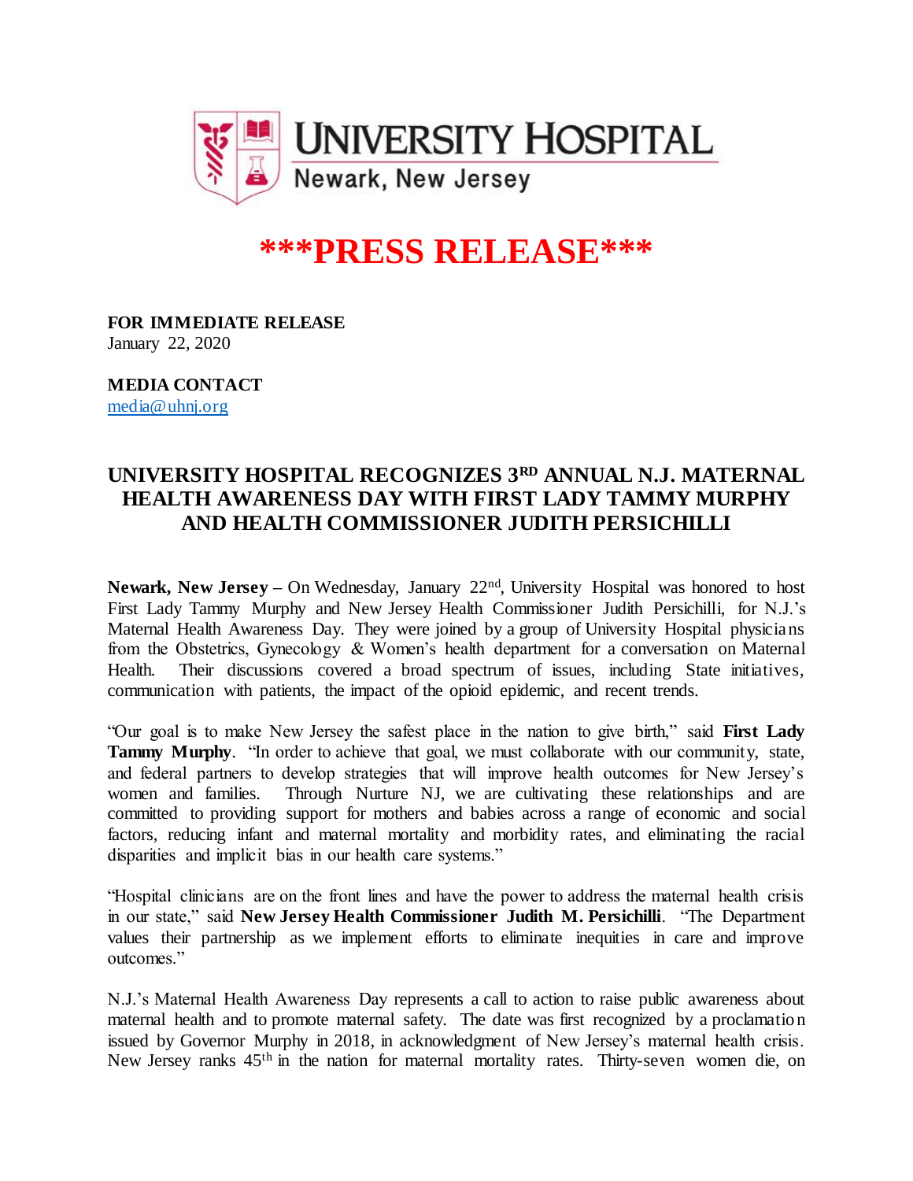UNIVERSITY HOSPITAL
Newark, New Jersey

# \*\*\*PRESS RELEASE\*\*\*

**FOR IMMEDIATE RELEASE**
January 22, 2020

**MEDIA CONTACT**
media@uhnj.org

## UNIVERSITY HOSPITAL RECOGNIZES 3RD ANNUAL N.J. MATERNAL HEALTH AWARENESS DAY WITH FIRST LADY TAMMY MURPHY AND HEALTH COMMISSIONER JUDITH PERSICHILLI

**Newark, New Jersey –** On Wednesday, January 22nd, University Hospital was honored to host First Lady Tammy Murphy and New Jersey Health Commissioner Judith Persichilli, for N.J.'s Maternal Health Awareness Day. They were joined by a group of University Hospital physicians from the Obstetrics, Gynecology & Women's health department for a conversation on Maternal Health. Their discussions covered a broad spectrum of issues, including State initiatives, communication with patients, the impact of the opioid epidemic, and recent trends.

"Our goal is to make New Jersey the safest place in the nation to give birth," said **First Lady Tammy Murphy**. "In order to achieve that goal, we must collaborate with our community, state, and federal partners to develop strategies that will improve health outcomes for New Jersey's women and families. Through Nurture NJ, we are cultivating these relationships and are committed to providing support for mothers and babies across a range of economic and social factors, reducing infant and maternal mortality and morbidity rates, and eliminating the racial disparities and implicit bias in our health care systems."

"Hospital clinicians are on the front lines and have the power to address the maternal health crisis in our state," said **New Jersey Health Commissioner Judith M. Persichilli**. "The Department values their partnership as we implement efforts to eliminate inequities in care and improve outcomes."

N.J.'s Maternal Health Awareness Day represents a call to action to raise public awareness about maternal health and to promote maternal safety. The date was first recognized by a proclamation issued by Governor Murphy in 2018, in acknowledgment of New Jersey's maternal health crisis. New Jersey ranks 45th in the nation for maternal mortality rates. Thirty-seven women die, on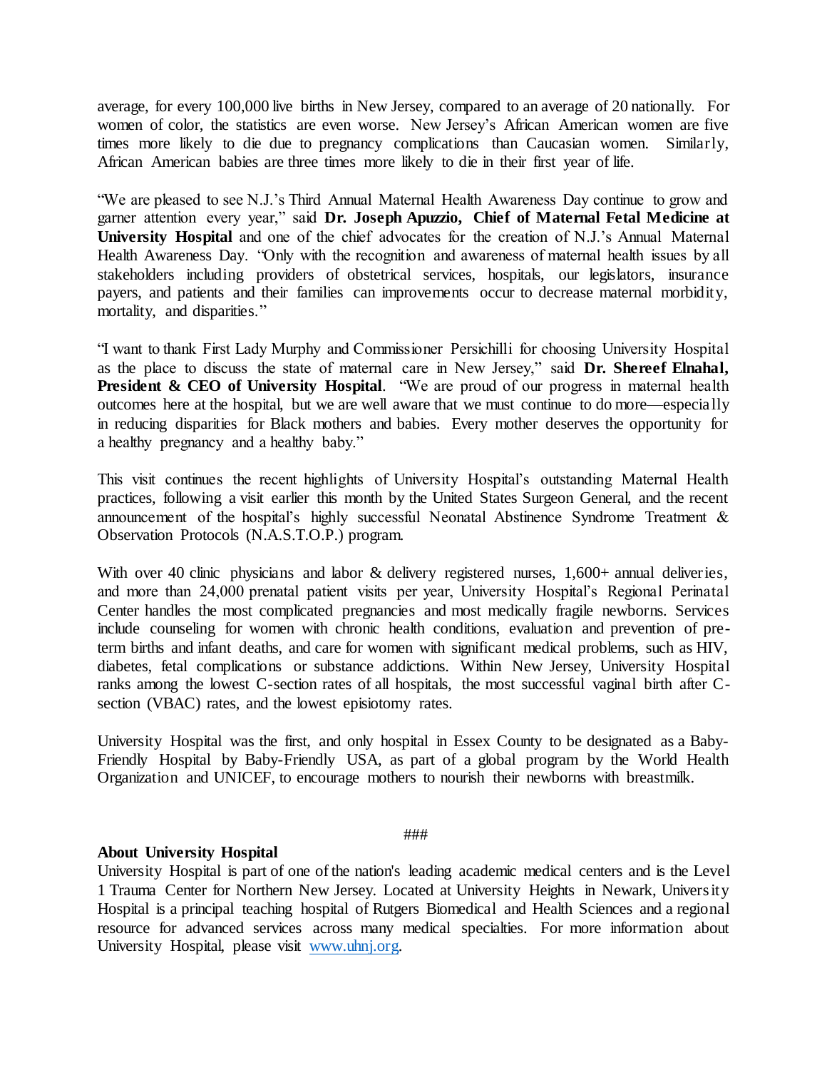average, for every 100,000 live births in New Jersey, compared to an average of 20 nationally. For women of color, the statistics are even worse. New Jersey's African American women are five times more likely to die due to pregnancy complications than Caucasian women. Similarly, African American babies are three times more likely to die in their first year of life.

"We are pleased to see N.J.'s Third Annual Maternal Health Awareness Day continue to grow and garner attention every year," said **Dr. Joseph Apuzzio, Chief of Maternal Fetal Medicine at University Hospital** and one of the chief advocates for the creation of N.J.'s Annual Maternal Health Awareness Day. "Only with the recognition and awareness of maternal health issues by all stakeholders including providers of obstetrical services, hospitals, our legislators, insurance payers, and patients and their families can improvements occur to decrease maternal morbidity, mortality, and disparities."

"I want to thank First Lady Murphy and Commissioner Persichilli for choosing University Hospital as the place to discuss the state of maternal care in New Jersey," said **Dr. Shereef Elnahal, President & CEO of University Hospital**. "We are proud of our progress in maternal health outcomes here at the hospital, but we are well aware that we must continue to do more—especially in reducing disparities for Black mothers and babies. Every mother deserves the opportunity for a healthy pregnancy and a healthy baby."

This visit continues the recent highlights of University Hospital's outstanding Maternal Health practices, following a visit earlier this month by the United States Surgeon General, and the recent announcement of the hospital's highly successful Neonatal Abstinence Syndrome Treatment & Observation Protocols (N.A.S.T.O.P.) program.

With over 40 clinic physicians and labor & delivery registered nurses, 1,600+ annual deliveries, and more than 24,000 prenatal patient visits per year, University Hospital's Regional Perinatal Center handles the most complicated pregnancies and most medically fragile newborns. Services include counseling for women with chronic health conditions, evaluation and prevention of pre-term births and infant deaths, and care for women with significant medical problems, such as HIV, diabetes, fetal complications or substance addictions. Within New Jersey, University Hospital ranks among the lowest C-section rates of all hospitals, the most successful vaginal birth after C-section (VBAC) rates, and the lowest episiotomy rates.

University Hospital was the first, and only hospital in Essex County to be designated as a Baby-Friendly Hospital by Baby-Friendly USA, as part of a global program by the World Health Organization and UNICEF, to encourage mothers to nourish their newborns with breastmilk.

###

**About University Hospital**

University Hospital is part of one of the nation's leading academic medical centers and is the Level 1 Trauma Center for Northern New Jersey. Located at University Heights in Newark, University Hospital is a principal teaching hospital of Rutgers Biomedical and Health Sciences and a regional resource for advanced services across many medical specialties. For more information about University Hospital, please visit [www.uhnj.org](http://www.uhnj.org).